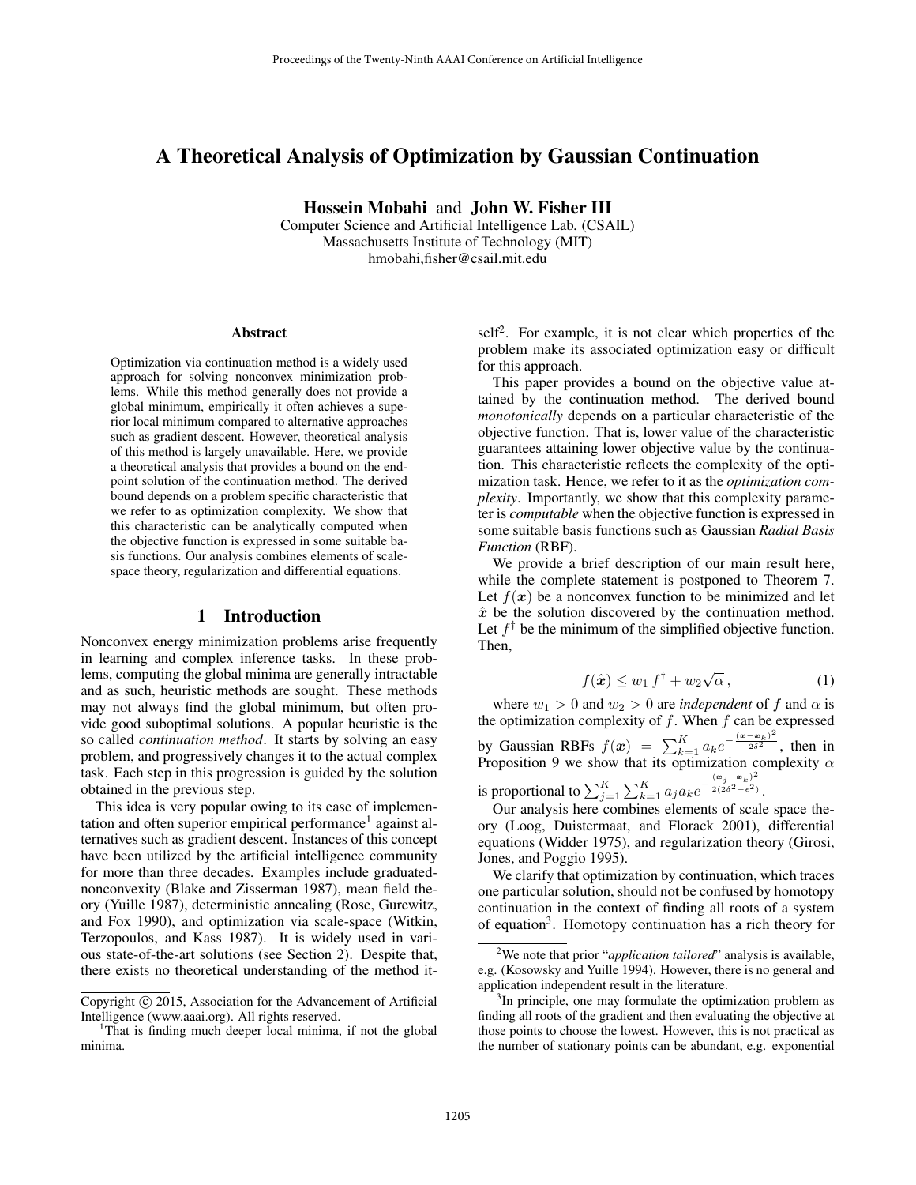# A Theoretical Analysis of Optimization by Gaussian Continuation

**Hossein Mobahi** and **John W. Fisher III**

Computer Science and Artificial Intelligence Lab. (CSAIL)
Massachusetts Institute of Technology (MIT)
hmobahi,fisher@csail.mit.edu

### Abstract

Optimization via continuation method is a widely used approach for solving nonconvex minimization problems. While this method generally does not provide a global minimum, empirically it often achieves a superior local minimum compared to alternative approaches such as gradient descent. However, theoretical analysis of this method is largely unavailable. Here, we provide a theoretical analysis that provides a bound on the endpoint solution of the continuation method. The derived bound depends on a problem specific characteristic that we refer to as optimization complexity. We show that this characteristic can be analytically computed when the objective function is expressed in some suitable basis functions. Our analysis combines elements of scale-space theory, regularization and differential equations.

## 1 Introduction

Nonconvex energy minimization problems arise frequently in learning and complex inference tasks. In these problems, computing the global minima are generally intractable and as such, heuristic methods are sought. These methods may not always find the global minimum, but often provide good suboptimal solutions. A popular heuristic is the so called *continuation method*. It starts by solving an easy problem, and progressively changes it to the actual complex task. Each step in this progression is guided by the solution obtained in the previous step.

This idea is very popular owing to its ease of implementation and often superior empirical performance[1] against alternatives such as gradient descent. Instances of this concept have been utilized by the artificial intelligence community for more than three decades. Examples include graduated-nonconvexity (Blake and Zisserman 1987), mean field theory (Yuille 1987), deterministic annealing (Rose, Gurewitz, and Fox 1990), and optimization via scale-space (Witkin, Terzopoulos, and Kass 1987). It is widely used in various state-of-the-art solutions (see Section 2). Despite that, there exists no theoretical understanding of the method itself[2]. For example, it is not clear which properties of the problem make its associated optimization easy or difficult for this approach.

This paper provides a bound on the objective value attained by the continuation method. The derived bound *monotonically* depends on a particular characteristic of the objective function. That is, lower value of the characteristic guarantees attaining lower objective value by the continuation. This characteristic reflects the complexity of the optimization task. Hence, we refer to it as the *optimization complexity*. Importantly, we show that this complexity parameter is *computable* when the objective function is expressed in some suitable basis functions such as Gaussian *Radial Basis Function* (RBF).

We provide a brief description of our main result here, while the complete statement is postponed to Theorem 7. Let $f(\boldsymbol{x})$ be a nonconvex function to be minimized and let $\hat{\boldsymbol{x}}$ be the solution discovered by the continuation method. Let $f^\dagger$ be the minimum of the simplified objective function. Then,

$$f(\hat{\boldsymbol{x}}) \leq w_1\, f^\dagger + w_2 \sqrt{\alpha}\,, \tag{1}$$

where $w_1 > 0$ and $w_2 > 0$ are *independent* of $f$ and $\alpha$ is the optimization complexity of $f$. When $f$ can be expressed by Gaussian RBFs $f(\boldsymbol{x}) = \sum_{k=1}^{K} a_k e^{-\frac{(\boldsymbol{x}-\boldsymbol{x}_k)^2}{2\delta^2}}$, then in Proposition 9 we show that its optimization complexity $\alpha$ is proportional to $\sum_{j=1}^{K}\sum_{k=1}^{K} a_j a_k e^{-\frac{(\boldsymbol{x}_j-\boldsymbol{x}_k)^2}{2(2\delta^2-\epsilon^2)}}$.

Our analysis here combines elements of scale space theory (Loog, Duistermaat, and Florack 2001), differential equations (Widder 1975), and regularization theory (Girosi, Jones, and Poggio 1995).

We clarify that optimization by continuation, which traces one particular solution, should not be confused by homotopy continuation in the context of finding all roots of a system of equation[3]. Homotopy continuation has a rich theory for

---

[1] That is finding much deeper local minima, if not the global minima.

[2] We note that prior "*application tailored*" analysis is available, e.g. (Kosowsky and Yuille 1994). However, there is no general and application independent result in the literature.

[3] In principle, one may formulate the optimization problem as finding all roots of the gradient and then evaluating the objective at those points to choose the lowest. However, this is not practical as the number of stationary points can be abundant, e.g. exponential

Copyright © 2015, Association for the Advancement of Artificial Intelligence (www.aaai.org). All rights reserved.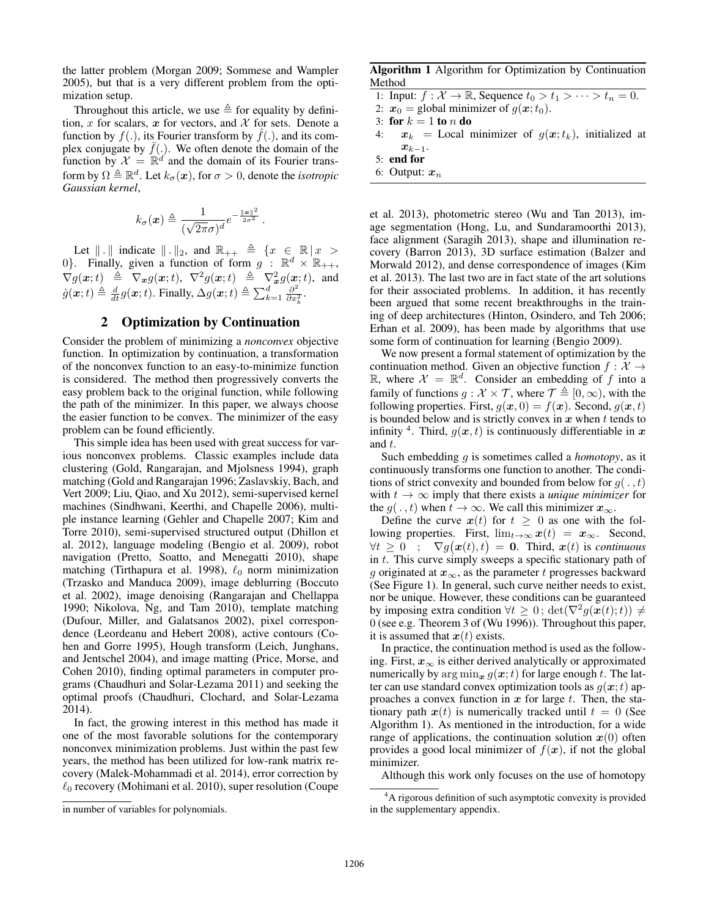the latter problem (Morgan 2009; Sommese and Wampler 2005), but that is a very different problem from the optimization setup.

Throughout this article, we use $\triangleq$ for equality by definition, $x$ for scalars, $\boldsymbol{x}$ for vectors, and $\mathcal{X}$ for sets. Denote a function by $f(.)$, its Fourier transform by $\hat{f}(.)$, and its complex conjugate by $\bar{f}(.)$. We often denote the domain of the function by $\mathcal{X} = \mathbb{R}^d$ and the domain of its Fourier transform by $\Omega \triangleq \mathbb{R}^d$. Let $k_\sigma(\boldsymbol{x})$, for $\sigma > 0$, denote the *isotropic Gaussian kernel*,

$$k_\sigma(\boldsymbol{x}) \triangleq \frac{1}{(\sqrt{2\pi}\sigma)^d} e^{-\frac{\|\boldsymbol{x}\|^2}{2\sigma^2}} .$$

Let $\| . \|$ indicate $\| . \|_2$, and $\mathbb{R}_{++} \triangleq \{x \in \mathbb{R} \,|\, x > 0\}$. Finally, given a function of form $g : \mathbb{R}^d \times \mathbb{R}_{++}$, $\nabla g(\boldsymbol{x}; t) \triangleq \nabla_{\boldsymbol{x}} g(\boldsymbol{x}; t)$, $\nabla^2 g(\boldsymbol{x}; t) \triangleq \nabla^2_{\boldsymbol{x}} g(\boldsymbol{x}; t)$, and $\dot{g}(\boldsymbol{x}; t) \triangleq \frac{d}{dt} g(\boldsymbol{x}; t)$. Finally, $\Delta g(\boldsymbol{x}; t) \triangleq \sum_{k=1}^{d} \frac{\partial^2}{\partial x_k^2}$.

## 2 Optimization by Continuation

Consider the problem of minimizing a *nonconvex* objective function. In optimization by continuation, a transformation of the nonconvex function to an easy-to-minimize function is considered. The method then progressively converts the easy problem back to the original function, while following the path of the minimizer. In this paper, we always choose the easier function to be convex. The minimizer of the easy problem can be found efficiently.

This simple idea has been used with great success for various nonconvex problems. Classic examples include data clustering (Gold, Rangarajan, and Mjolsness 1994), graph matching (Gold and Rangarajan 1996; Zaslavskiy, Bach, and Vert 2009; Liu, Qiao, and Xu 2012), semi-supervised kernel machines (Sindhwani, Keerthi, and Chapelle 2006), multiple instance learning (Gehler and Chapelle 2007; Kim and Torre 2010), semi-supervised structured output (Dhillon et al. 2012), language modeling (Bengio et al. 2009), robot navigation (Pretto, Soatto, and Menegatti 2010), shape matching (Tirthapura et al. 1998), $\ell_0$ norm minimization (Trzasko and Manduca 2009), image deblurring (Boccuto et al. 2002), image denoising (Rangarajan and Chellappa 1990; Nikolova, Ng, and Tam 2010), template matching (Dufour, Miller, and Galatsanos 2002), pixel correspondence (Leordeanu and Hebert 2008), active contours (Cohen and Gorre 1995), Hough transform (Leich, Junghans, and Jentschel 2004), and image matting (Price, Morse, and Cohen 2010), finding optimal parameters in computer programs (Chaudhuri and Solar-Lezama 2011) and seeking the optimal proofs (Chaudhuri, Clochard, and Solar-Lezama 2014).

In fact, the growing interest in this method has made it one of the most favorable solutions for the contemporary nonconvex minimization problems. Just within the past few years, the method has been utilized for low-rank matrix recovery (Malek-Mohammadi et al. 2014), error correction by $\ell_0$ recovery (Mohimani et al. 2010), super resolution (Coupe et al. 2013), photometric stereo (Wu and Tan 2013), image segmentation (Hong, Lu, and Sundaramoorthi 2013), face alignment (Saragih 2013), shape and illumination recovery (Barron 2013), 3D surface estimation (Balzer and Morwald 2012), and dense correspondence of images (Kim et al. 2013). The last two are in fact state of the art solutions for their associated problems. In addition, it has recently been argued that some recent breakthroughs in the training of deep architectures (Hinton, Osindero, and Teh 2006; Erhan et al. 2009), has been made by algorithms that use some form of continuation for learning (Bengio 2009).

**Algorithm 1** Algorithm for Optimization by Continuation Method

```
1: Input: f : X → R, Sequence t_0 > t_1 > ··· > t_n = 0.
2: x_0 = global minimizer of g(x; t_0).
3: for k = 1 to n do
4:    x_k = Local minimizer of g(x; t_k), initialized at x_{k-1}.
5: end for
6: Output: x_n
```

We now present a formal statement of optimization by the continuation method. Given an objective function $f : \mathcal{X} \to \mathbb{R}$, where $\mathcal{X} = \mathbb{R}^d$. Consider an embedding of $f$ into a family of functions $g : \mathcal{X} \times \mathcal{T}$, where $\mathcal{T} \triangleq [0, \infty)$, with the following properties. First, $g(\boldsymbol{x}, 0) = f(\boldsymbol{x})$. Second, $g(\boldsymbol{x}, t)$ is bounded below and is strictly convex in $\boldsymbol{x}$ when $t$ tends to infinity [4]. Third, $g(\boldsymbol{x}, t)$ is continuously differentiable in $\boldsymbol{x}$ and $t$.

Such embedding $g$ is sometimes called a *homotopy*, as it continuously transforms one function to another. The conditions of strict convexity and bounded from below for $g( \, . \, , t)$ with $t \to \infty$ imply that there exists a *unique minimizer* for the $g( \, . \, , t)$ when $t \to \infty$. We call this minimizer $\boldsymbol{x}_\infty$.

Define the curve $\boldsymbol{x}(t)$ for $t \geq 0$ as one with the following properties. First, $\lim_{t \to \infty} \boldsymbol{x}(t) = \boldsymbol{x}_\infty$. Second, $\forall t \geq 0 \;\; ; \;\; \nabla g\big(\boldsymbol{x}(t), t\big) = \mathbf{0}$. Third, $\boldsymbol{x}(t)$ is *continuous* in $t$. This curve simply sweeps a specific stationary path of $g$ originated at $\boldsymbol{x}_\infty$, as the parameter $t$ progresses backward (See Figure 1). In general, such curve neither needs to exist, nor be unique. However, these conditions can be guaranteed by imposing extra condition $\forall t \geq 0 \, ; \, \det(\nabla^2 g(\boldsymbol{x}(t); t)) \neq 0$ (see e.g. Theorem 3 of (Wu 1996)). Throughout this paper, it is assumed that $\boldsymbol{x}(t)$ exists.

In practice, the continuation method is used as the following. First, $\boldsymbol{x}_\infty$ is either derived analytically or approximated numerically by $\arg\min_{\boldsymbol{x}} g(\boldsymbol{x}; t)$ for large enough $t$. The latter can use standard convex optimization tools as $g(\boldsymbol{x}; t)$ approaches a convex function in $\boldsymbol{x}$ for large $t$. Then, the stationary path $\boldsymbol{x}(t)$ is numerically tracked until $t = 0$ (See Algorithm 1). As mentioned in the introduction, for a wide range of applications, the continuation solution $\boldsymbol{x}(0)$ often provides a good local minimizer of $f(\boldsymbol{x})$, if not the global minimizer.

Although this work only focuses on the use of homotopy

---

in number of variables for polynomials.

[4] A rigorous definition of such asymptotic convexity is provided in the supplementary appendix.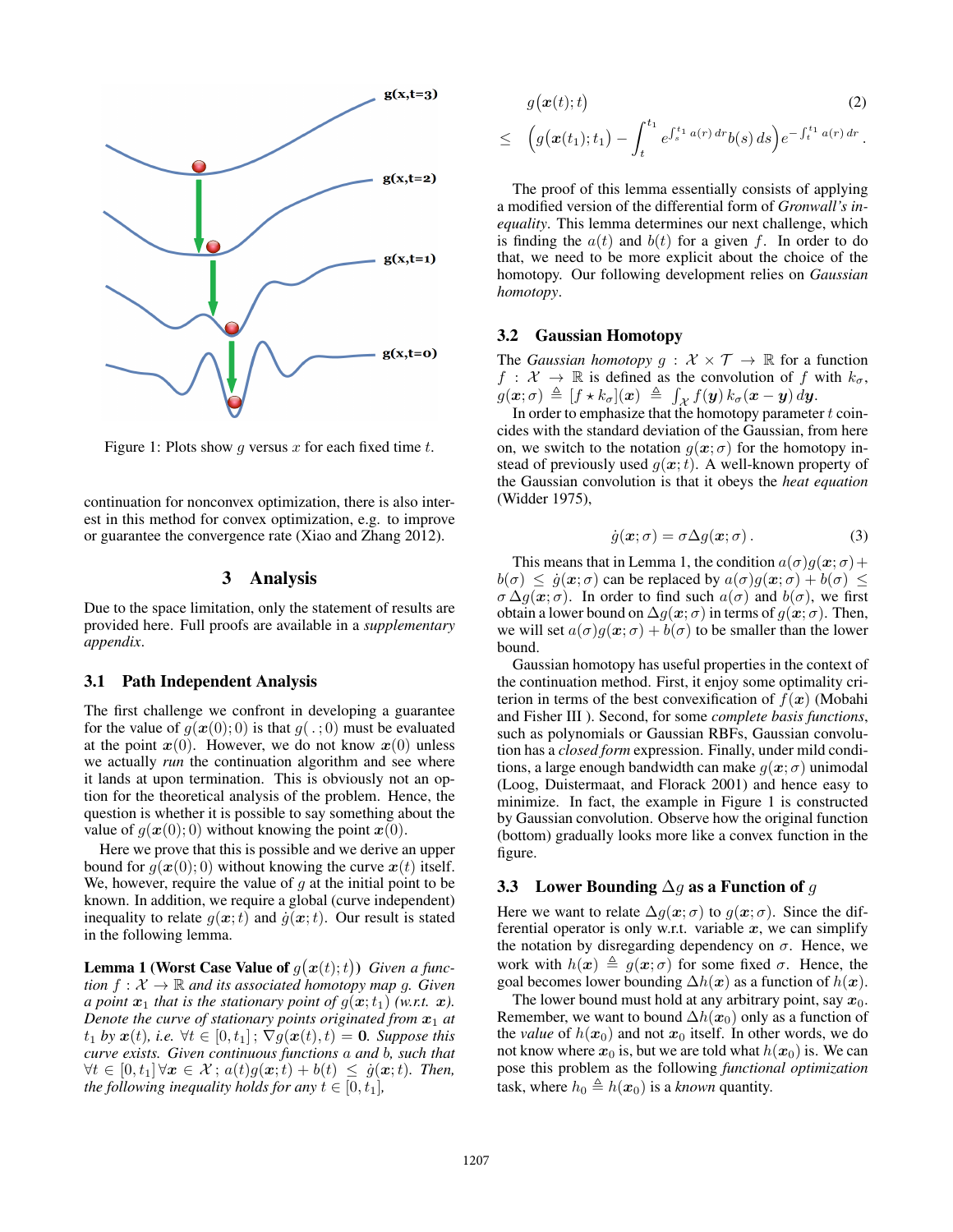Figure 1: Plots show $g$ versus $x$ for each fixed time $t$.

continuation for nonconvex optimization, there is also interest in this method for convex optimization, e.g. to improve or guarantee the convergence rate (Xiao and Zhang 2012).

## 3 Analysis

Due to the space limitation, only the statement of results are provided here. Full proofs are available in a *supplementary appendix*.

### 3.1 Path Independent Analysis

The first challenge we confront in developing a guarantee for the value of $g(\boldsymbol{x}(0); 0)$ is that $g(\,.\,; 0)$ must be evaluated at the point $\boldsymbol{x}(0)$. However, we do not know $\boldsymbol{x}(0)$ unless we actually *run* the continuation algorithm and see where it lands at upon termination. This is obviously not an option for the theoretical analysis of the problem. Hence, the question is whether it is possible to say something about the value of $g(\boldsymbol{x}(0); 0)$ without knowing the point $\boldsymbol{x}(0)$.

Here we prove that this is possible and we derive an upper bound for $g(\boldsymbol{x}(0); 0)$ without knowing the curve $\boldsymbol{x}(t)$ itself. We, however, require the value of $g$ at the initial point to be known. In addition, we require a global (curve independent) inequality to relate $g(\boldsymbol{x}; t)$ and $\dot{g}(\boldsymbol{x}; t)$. Our result is stated in the following lemma.

**Lemma 1 (Worst Case Value of $g(\boldsymbol{x}(t); t)$)** *Given a function $f : \mathcal{X} \rightarrow \mathbb{R}$ and its associated homotopy map $g$. Given a point $\boldsymbol{x}_1$ that is the stationary point of $g(\boldsymbol{x}; t_1)$ (w.r.t. $\boldsymbol{x}$). Denote the curve of stationary points originated from $\boldsymbol{x}_1$ at $t_1$ by $\boldsymbol{x}(t)$, i.e. $\forall t \in [0, t_1]\,;\, \nabla g(\boldsymbol{x}(t), t) = \boldsymbol{0}$. Suppose this curve exists. Given continuous functions $a$ and $b$, such that $\forall t \in [0, t_1]\, \forall \boldsymbol{x} \in \mathcal{X}\,;\, a(t) g(\boldsymbol{x}; t) + b(t) \leq \dot{g}(\boldsymbol{x}; t)$. Then, the following inequality holds for any $t \in [0, t_1]$,*

$$
\begin{aligned}
& g\big(\boldsymbol{x}(t); t\big) & (2) \\
\leq\; & \Big(g\big(\boldsymbol{x}(t_1); t_1\big) - \int_t^{t_1} e^{\int_s^{t_1} a(r)\,dr} b(s)\,ds\Big) e^{-\int_t^{t_1} a(r)\,dr}\,.
\end{aligned}
$$

The proof of this lemma essentially consists of applying a modified version of the differential form of *Gronwall's inequality*. This lemma determines our next challenge, which is finding the $a(t)$ and $b(t)$ for a given $f$. In order to do that, we need to be more explicit about the choice of the homotopy. Our following development relies on *Gaussian homotopy*.

### 3.2 Gaussian Homotopy

The *Gaussian homotopy* $g : \mathcal{X} \times \mathcal{T} \rightarrow \mathbb{R}$ for a function $f : \mathcal{X} \rightarrow \mathbb{R}$ is defined as the convolution of $f$ with $k_\sigma$, $g(\boldsymbol{x}; \sigma) \triangleq [f \star k_\sigma](\boldsymbol{x}) \triangleq \int_{\mathcal{X}} f(\boldsymbol{y})\, k_\sigma(\boldsymbol{x} - \boldsymbol{y})\, d\boldsymbol{y}$.

In order to emphasize that the homotopy parameter $t$ coincides with the standard deviation of the Gaussian, from here on, we switch to the notation $g(\boldsymbol{x}; \sigma)$ for the homotopy instead of previously used $g(\boldsymbol{x}; t)$. A well-known property of the Gaussian convolution is that it obeys the *heat equation* (Widder 1975),

$$
\dot{g}(\boldsymbol{x}; \sigma) = \sigma \Delta g(\boldsymbol{x}; \sigma)\,. \tag{3}
$$

This means that in Lemma 1, the condition $a(\sigma) g(\boldsymbol{x}; \sigma) + b(\sigma) \leq \dot{g}(\boldsymbol{x}; \sigma)$ can be replaced by $a(\sigma) g(\boldsymbol{x}; \sigma) + b(\sigma) \leq \sigma \Delta g(\boldsymbol{x}; \sigma)$. In order to find such $a(\sigma)$ and $b(\sigma)$, we first obtain a lower bound on $\Delta g(\boldsymbol{x}; \sigma)$ in terms of $g(\boldsymbol{x}; \sigma)$. Then, we will set $a(\sigma) g(\boldsymbol{x}; \sigma) + b(\sigma)$ to be smaller than the lower bound.

Gaussian homotopy has useful properties in the context of the continuation method. First, it enjoy some optimality criterion in terms of the best convexification of $f(\boldsymbol{x})$ (Mobahi and Fisher III ). Second, for some *complete basis functions*, such as polynomials or Gaussian RBFs, Gaussian convolution has a *closed form* expression. Finally, under mild conditions, a large enough bandwidth can make $g(\boldsymbol{x}; \sigma)$ unimodal (Loog, Duistermaat, and Florack 2001) and hence easy to minimize. In fact, the example in Figure 1 is constructed by Gaussian convolution. Observe how the original function (bottom) gradually looks more like a convex function in the figure.

### 3.3 Lower Bounding $\Delta g$ as a Function of $g$

Here we want to relate $\Delta g(\boldsymbol{x}; \sigma)$ to $g(\boldsymbol{x}; \sigma)$. Since the differential operator is only w.r.t. variable $\boldsymbol{x}$, we can simplify the notation by disregarding dependency on $\sigma$. Hence, we work with $h(\boldsymbol{x}) \triangleq g(\boldsymbol{x}; \sigma)$ for some fixed $\sigma$. Hence, the goal becomes lower bounding $\Delta h(\boldsymbol{x})$ as a function of $h(\boldsymbol{x})$.

The lower bound must hold at any arbitrary point, say $\boldsymbol{x}_0$. Remember, we want to bound $\Delta h(\boldsymbol{x}_0)$ only as a function of the *value* of $h(\boldsymbol{x}_0)$ and not $\boldsymbol{x}_0$ itself. In other words, we do not know where $\boldsymbol{x}_0$ is, but we are told what $h(\boldsymbol{x}_0)$ is. We can pose this problem as the following *functional optimization* task, where $h_0 \triangleq h(\boldsymbol{x}_0)$ is a *known* quantity.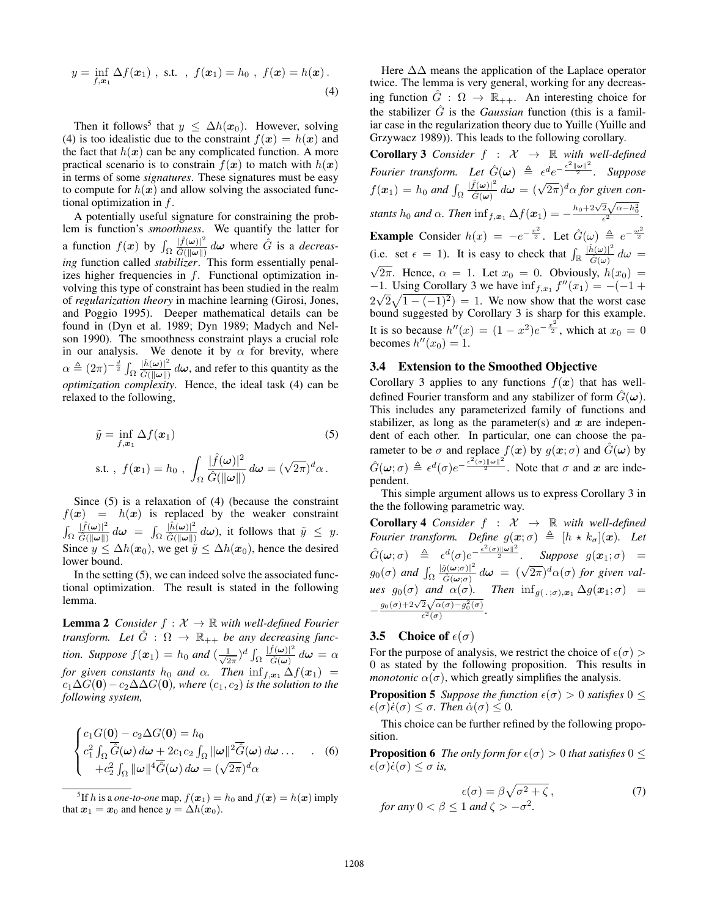$$y = \inf_{f, \boldsymbol{x}_1} \Delta f(\boldsymbol{x}_1) \text{ , s.t. , } f(\boldsymbol{x}_1) = h_0 \text{ , } f(\boldsymbol{x}) = h(\boldsymbol{x}) \,. \tag{4}$$

Then it follows[5] that $y \leq \Delta h(\boldsymbol{x}_0)$. However, solving (4) is too idealistic due to the constraint $f(\boldsymbol{x}) = h(\boldsymbol{x})$ and the fact that $h(\boldsymbol{x})$ can be any complicated function. A more practical scenario is to constrain $f(\boldsymbol{x})$ to match with $h(\boldsymbol{x})$ in terms of some *signatures*. These signatures must be easy to compute for $h(\boldsymbol{x})$ and allow solving the associated functional optimization in $f$.

A potentially useful signature for constraining the problem is function's *smoothness*. We quantify the latter for a function $f(\boldsymbol{x})$ by $\int_\Omega \frac{|\hat{f}(\boldsymbol{\omega})|^2}{\hat{G}(\|\boldsymbol{\omega}\|)} \, d\boldsymbol{\omega}$ where $\hat{G}$ is a *decreasing* function called *stabilizer*. This form essentially penalizes higher frequencies in $f$. Functional optimization involving this type of constraint has been studied in the realm of *regularization theory* in machine learning (Girosi, Jones, and Poggio 1995). Deeper mathematical details can be found in (Dyn et al. 1989; Dyn 1989; Madych and Nelson 1990). The smoothness constraint plays a crucial role in our analysis. We denote it by $\alpha$ for brevity, where $\alpha \triangleq (2\pi)^{-\frac{d}{2}} \int_\Omega \frac{|\hat{h}(\boldsymbol{\omega})|^2}{\hat{G}(\|\boldsymbol{\omega}\|)} \, d\boldsymbol{\omega}$, and refer to this quantity as the *optimization complexity*. Hence, the ideal task (4) can be relaxed to the following,

$$\tilde{y} = \inf_{f, \boldsymbol{x}_1} \Delta f(\boldsymbol{x}_1) \tag{5}$$

$$\text{s.t. , } f(\boldsymbol{x}_1) = h_0 \text{ , } \int_\Omega \frac{|\hat{f}(\boldsymbol{\omega})|^2}{\hat{G}(\|\boldsymbol{\omega}\|)} \, d\boldsymbol{\omega} = (\sqrt{2\pi})^d \alpha \,.$$

Since (5) is a relaxation of (4) (because the constraint $f(\boldsymbol{x}) = h(\boldsymbol{x})$ is replaced by the weaker constraint $\int_\Omega \frac{|\hat{f}(\boldsymbol{\omega})|^2}{\hat{G}(\|\boldsymbol{\omega}\|)} \, d\boldsymbol{\omega} = \int_\Omega \frac{|\hat{h}(\boldsymbol{\omega})|^2}{\hat{G}(\|\boldsymbol{\omega}\|)} \, d\boldsymbol{\omega}$), it follows that $\tilde{y} \leq y$. Since $y \leq \Delta h(\boldsymbol{x}_0)$, we get $\tilde{y} \leq \Delta h(\boldsymbol{x}_0)$, hence the desired lower bound.

In the setting (5), we can indeed solve the associated functional optimization. The result is stated in the following lemma.

**Lemma 2** *Consider $f : \mathcal{X} \to \mathbb{R}$ with well-defined Fourier transform. Let $\hat{G} : \Omega \to \mathbb{R}_{++}$ be any decreasing function. Suppose $f(\boldsymbol{x}_1) = h_0$ and $(\frac{1}{\sqrt{2\pi}})^d \int_\Omega \frac{|\hat{f}(\boldsymbol{\omega})|^2}{\hat{G}(\boldsymbol{\omega})} \, d\boldsymbol{\omega} = \alpha$ for given constants $h_0$ and $\alpha$. Then $\inf_{f, \boldsymbol{x}_1} \Delta f(\boldsymbol{x}_1) = c_1 \Delta G(\boldsymbol{0}) - c_2 \Delta\Delta G(\boldsymbol{0})$, where $(c_1, c_2)$ is the solution to the following system,*

$$\begin{cases} c_1 G(\boldsymbol{0}) - c_2 \Delta G(\boldsymbol{0}) = h_0 \\ c_1^2 \int_\Omega \widehat{G}(\boldsymbol{\omega}) \, d\boldsymbol{\omega} + 2 c_1 c_2 \int_\Omega \|\boldsymbol{\omega}\|^2 \widehat{G}(\boldsymbol{\omega}) \, d\boldsymbol{\omega} \dots \\ \quad + c_2^2 \int_\Omega \|\boldsymbol{\omega}\|^4 \widehat{G}(\boldsymbol{\omega}) \, d\boldsymbol{\omega} = (\sqrt{2\pi})^d \alpha \end{cases} . \tag{6}$$

[5] If $h$ is a *one-to-one* map, $f(\boldsymbol{x}_1) = h_0$ and $f(\boldsymbol{x}) = h(\boldsymbol{x})$ imply that $\boldsymbol{x}_1 = \boldsymbol{x}_0$ and hence $y = \Delta h(\boldsymbol{x}_0)$.

Here $\Delta\Delta$ means the application of the Laplace operator twice. The lemma is very general, working for any decreasing function $\hat{G} : \Omega \to \mathbb{R}_{++}$. An interesting choice for the stabilizer $\hat{G}$ is the *Gaussian* function (this is a familiar case in the regularization theory due to Yuille (Yuille and Grzywacz 1989)). This leads to the following corollary.

**Corollary 3** *Consider $f : \mathcal{X} \to \mathbb{R}$ with well-defined Fourier transform. Let $\hat{G}(\boldsymbol{\omega}) \triangleq \epsilon^d e^{-\frac{\epsilon^2 \|\boldsymbol{\omega}\|^2}{2}}$. Suppose $f(\boldsymbol{x}_1) = h_0$ and $\int_\Omega \frac{|\hat{f}(\boldsymbol{\omega})|^2}{\hat{G}(\boldsymbol{\omega})} \, d\boldsymbol{\omega} = (\sqrt{2\pi})^d \alpha$ for given constants $h_0$ and $\alpha$. Then $\inf_{f, \boldsymbol{x}_1} \Delta f(\boldsymbol{x}_1) = -\frac{h_0 + 2\sqrt{2}\sqrt{\alpha - h_0^2}}{\epsilon^2}$.*

**Example** Consider $h(x) = -e^{-\frac{x^2}{2}}$. Let $\hat{G}(\omega) \triangleq e^{-\frac{\omega^2}{2}}$ (i.e. set $\epsilon = 1$). It is easy to check that $\int_\mathbb{R} \frac{|\hat{h}(\omega)|^2}{\hat{G}(\omega)} \, d\omega = \sqrt{2\pi}$. Hence, $\alpha = 1$. Let $x_0 = 0$. Obviously, $h(x_0) = -1$. Using Corollary 3 we have $\inf_{f, x_1} f''(x_1) = -(-1 + 2\sqrt{2}\sqrt{1 - (-1)^2}) = 1$. We now show that the worst case bound suggested by Corollary 3 is sharp for this example. It is so because $h''(x) = (1 - x^2) e^{-\frac{x^2}{2}}$, which at $x_0 = 0$ becomes $h''(x_0) = 1$.

### 3.4 Extension to the Smoothed Objective

Corollary 3 applies to any functions $f(\boldsymbol{x})$ that has well-defined Fourier transform and any stabilizer of form $\hat{G}(\boldsymbol{\omega})$. This includes any parameterized family of functions and stabilizer, as long as the parameter(s) and $\boldsymbol{x}$ are independent of each other. In particular, one can choose the parameter to be $\sigma$ and replace $f(\boldsymbol{x})$ by $g(\boldsymbol{x}; \sigma)$ and $\hat{G}(\boldsymbol{\omega})$ by $\hat{G}(\boldsymbol{\omega}; \sigma) \triangleq \epsilon^d(\sigma) e^{-\frac{\epsilon^2(\sigma) \|\boldsymbol{\omega}\|^2}{2}}$. Note that $\sigma$ and $\boldsymbol{x}$ are independent.

This simple argument allows us to express Corollary 3 in the the following parametric way.

**Corollary 4** *Consider $f : \mathcal{X} \to \mathbb{R}$ with well-defined Fourier transform. Define $g(\boldsymbol{x}; \sigma) \triangleq [h \star k_\sigma](\boldsymbol{x})$. Let $\hat{G}(\boldsymbol{\omega}; \sigma) \triangleq \epsilon^d(\sigma) e^{-\frac{\epsilon^2(\sigma) \|\boldsymbol{\omega}\|^2}{2}}$. Suppose $g(\boldsymbol{x}_1; \sigma) = g_0(\sigma)$ and $\int_\Omega \frac{|\hat{g}(\boldsymbol{\omega}; \sigma)|^2}{\hat{G}(\boldsymbol{\omega}; \sigma)} \, d\boldsymbol{\omega} = (\sqrt{2\pi})^d \alpha(\sigma)$ for given values $g_0(\sigma)$ and $\alpha(\sigma)$. Then $\inf_{g(\,.\,; \sigma), \boldsymbol{x}_1} \Delta g(\boldsymbol{x}_1; \sigma) = -\frac{g_0(\sigma) + 2\sqrt{2}\sqrt{\alpha(\sigma) - g_0^2(\sigma)}}{\epsilon^2(\sigma)}$.*

### 3.5 Choice of $\epsilon(\sigma)$

For the purpose of analysis, we restrict the choice of $\epsilon(\sigma) > 0$ as stated by the following proposition. This results in *monotonic* $\alpha(\sigma)$, which greatly simplifies the analysis.

**Proposition 5** *Suppose the function $\epsilon(\sigma) > 0$ satisfies $0 \leq \epsilon(\sigma) \dot{\epsilon}(\sigma) \leq \sigma$. Then $\dot{\alpha}(\sigma) \leq 0$.*

This choice can be further refined by the following proposition.

**Proposition 6** *The only form for $\epsilon(\sigma) > 0$ that satisfies $0 \leq \epsilon(\sigma) \dot{\epsilon}(\sigma) \leq \sigma$ is,*

$$\epsilon(\sigma) = \beta \sqrt{\sigma^2 + \zeta} \,, \tag{7}$$

*for any $0 < \beta \leq 1$ and $\zeta > -\sigma^2$.*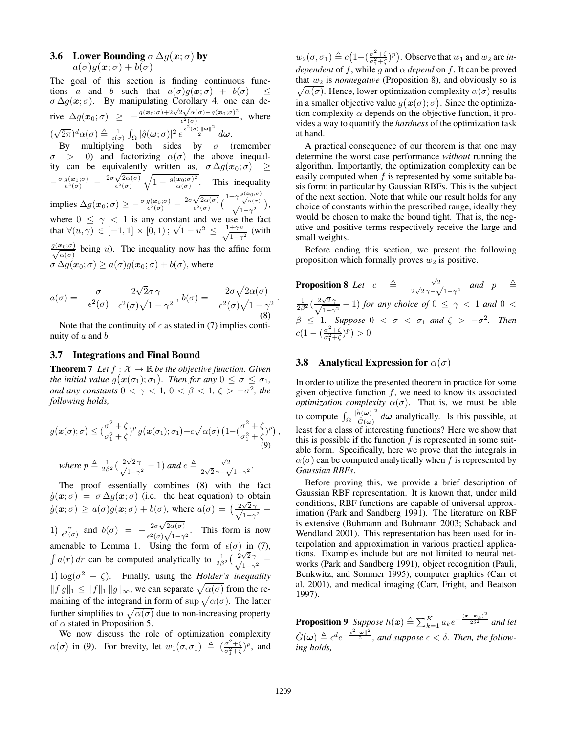### 3.6 Lower Bounding $\sigma\,\Delta g(\boldsymbol{x};\sigma)$ by $a(\sigma)g(\boldsymbol{x};\sigma)+b(\sigma)$

The goal of this section is finding continuous functions $a$ and $b$ such that $a(\sigma)g(\boldsymbol{x};\sigma) + b(\sigma) \leq \sigma\,\Delta g(\boldsymbol{x};\sigma)$. By manipulating Corollary 4, one can derive $\Delta g(\boldsymbol{x}_0;\sigma) \geq -\frac{g(\boldsymbol{x}_0;\sigma)+2\sqrt{2}\sqrt{\alpha(\sigma)-g(\boldsymbol{x}_0;\sigma)^2}}{\epsilon^2(\sigma)}$, where $(\sqrt{2\pi})^d\alpha(\sigma) \triangleq \frac{1}{\epsilon(\sigma)}\int_\Omega |\hat{g}(\boldsymbol{\omega};\sigma)|^2\, e^{\frac{\epsilon^2(\sigma)\,\|\boldsymbol{\omega}\|^2}{2}}\, d\boldsymbol{\omega}$.

By multiplying both sides by $\sigma$ (remember $\sigma > 0$) and factorizing $\alpha(\sigma)$ the above inequality can be equivalently written as, $\sigma\,\Delta g(\boldsymbol{x}_0;\sigma) \geq -\frac{\sigma\, g(\boldsymbol{x}_0;\sigma)}{\epsilon^2(\sigma)} - \frac{2\sigma\sqrt{2\alpha(\sigma)}}{\epsilon^2(\sigma)}\sqrt{1-\frac{g(\boldsymbol{x}_0;\sigma)^2}{\alpha(\sigma)}}$. This inequality implies $\Delta g(\boldsymbol{x}_0;\sigma) \geq -\frac{\sigma\, g(\boldsymbol{x}_0;\sigma)}{\epsilon^2(\sigma)} - \frac{2\sigma\sqrt{2\alpha(\sigma)}}{\epsilon^2(\sigma)}\big(\frac{1+\gamma\frac{g(\boldsymbol{x}_0;\sigma)}{\sqrt{\alpha(\sigma)}}}{\sqrt{1-\gamma^2}}\big)$, where $0 \leq \gamma < 1$ is any constant and we use the fact that $\forall(u,\gamma) \in [-1,1]\times[0,1)\,;\, \sqrt{1-u^2} \leq \frac{1+\gamma u}{\sqrt{1-\gamma^2}}$ (with $\frac{g(\boldsymbol{x}_0;\sigma)}{\sqrt{\alpha(\sigma)}}$ being $u$). The inequality now has the affine form $\sigma\,\Delta g(\boldsymbol{x}_0;\sigma) \geq a(\sigma)g(\boldsymbol{x}_0;\sigma)+b(\sigma)$, where

$$a(\sigma) = -\frac{\sigma}{\epsilon^2(\sigma)} - \frac{2\sqrt{2}\sigma\,\gamma}{\epsilon^2(\sigma)\sqrt{1-\gamma^2}}\,,\; b(\sigma) = -\frac{2\sigma\sqrt{2\alpha(\sigma)}}{\epsilon^2(\sigma)\sqrt{1-\gamma^2}}\,. \tag{8}$$

Note that the continuity of $\epsilon$ as stated in (7) implies continuity of $a$ and $b$.

### 3.7 Integrations and Final Bound

**Theorem 7** *Let $f : \mathcal{X} \to \mathbb{R}$ be the objective function. Given the initial value $g\big(\boldsymbol{x}(\sigma_1);\sigma_1\big)$. Then for any $0 \leq \sigma \leq \sigma_1$, and any constants $0 < \gamma < 1$, $0 < \beta < 1$, $\zeta > -\sigma^2$, the following holds,*

$$g\big(\boldsymbol{x}(\sigma);\sigma\big) \leq \big(\frac{\sigma^2+\zeta}{\sigma_1^2+\zeta}\big)^p\, g\big(\boldsymbol{x}(\sigma_1);\sigma_1\big) + c\sqrt{\alpha(\sigma)}\,\big(1-\big(\frac{\sigma^2+\zeta}{\sigma_1^2+\zeta}\big)^p\big)\,, \tag{9}$$

*where $p \triangleq \frac{1}{2\beta^2}\big(\frac{2\sqrt{2}\,\gamma}{\sqrt{1-\gamma^2}}-1\big)$ and $c \triangleq \frac{\sqrt{2}}{2\sqrt{2}\,\gamma-\sqrt{1-\gamma^2}}$.*

The proof essentially combines (8) with the fact $\dot{g}(\boldsymbol{x};\sigma) = \sigma\,\Delta g(\boldsymbol{x};\sigma)$ (i.e. the heat equation) to obtain $\dot{g}(\boldsymbol{x};\sigma) \geq a(\sigma)g(\boldsymbol{x};\sigma)+b(\sigma)$, where $a(\sigma) = \big(\frac{2\sqrt{2}\,\gamma}{\sqrt{1-\gamma^2}}-1\big)\frac{\sigma}{\epsilon^2(\sigma)}$ and $b(\sigma) = -\frac{2\sigma\sqrt{2\alpha(\sigma)}}{\epsilon^2(\sigma)\sqrt{1-\gamma^2}}$. This form is now amenable to Lemma 1. Using the form of $\epsilon(\sigma)$ in (7), $\int a(r)\,dr$ can be computed analytically to $\frac{1}{2\beta^2}\big(\frac{2\sqrt{2}\,\gamma}{\sqrt{1-\gamma^2}}-1\big)\log(\sigma^2+\zeta)$. Finally, using the *Holder's inequality* $\|f\,g\|_1 \leq \|f\|_1\,\|g\|_\infty$, we can separate $\sqrt{\alpha(\sigma)}$ from the remaining of the integrand in form of $\sup\sqrt{\alpha(\sigma)}$. The latter further simplifies to $\sqrt{\alpha(\sigma)}$ due to non-increasing property of $\alpha$ stated in Proposition 5.

We now discuss the role of optimization complexity $\alpha(\sigma)$ in (9). For brevity, let $w_1(\sigma,\sigma_1) \triangleq \big(\frac{\sigma^2+\zeta}{\sigma_1^2+\zeta}\big)^p$, and $w_2(\sigma,\sigma_1) \triangleq c\big(1-\big(\frac{\sigma^2+\zeta}{\sigma_1^2+\zeta}\big)^p\big)$. Observe that $w_1$ and $w_2$ are *independent* of $f$, while $g$ and $\alpha$ *depend* on $f$. It can be proved that $w_2$ is *nonnegative* (Proposition 8), and obviously so is $\sqrt{\alpha(\sigma)}$. Hence, lower optimization complexity $\alpha(\sigma)$ results in a smaller objective value $g\big(\boldsymbol{x}(\sigma);\sigma\big)$. Since the optimization complexity $\alpha$ depends on the objective function, it provides a way to quantify the *hardness* of the optimization task at hand.

A practical consequence of our theorem is that one may determine the worst case performance *without* running the algorithm. Importantly, the optimization complexity can be easily computed when $f$ is represented by some suitable basis form; in particular by Gaussian RBFs. This is the subject of the next section. Note that while our result holds for any choice of constants within the prescribed range, ideally these would be chosen to make the bound tight. That is, the negative and positive terms respectively receive the large and small weights.

Before ending this section, we present the following proposition which formally proves $w_2$ is positive.

**Proposition 8** *Let $c \triangleq \frac{\sqrt{2}}{2\sqrt{2}\,\gamma-\sqrt{1-\gamma^2}}$ and $p \triangleq \frac{1}{2\beta^2}\big(\frac{2\sqrt{2}\,\gamma}{\sqrt{1-\gamma^2}}-1\big)$ for any choice of $0 \leq \gamma < 1$ and $0 < \beta \leq 1$. Suppose $0 < \sigma < \sigma_1$ and $\zeta > -\sigma^2$. Then $c\big(1-\big(\frac{\sigma^2+\zeta}{\sigma_1^2+\zeta}\big)^p\big) > 0$*

### 3.8 Analytical Expression for $\alpha(\sigma)$

In order to utilize the presented theorem in practice for some given objective function $f$, we need to know its associated *optimization complexity* $\alpha(\sigma)$. That is, we must be able to compute $\int_\Omega \frac{|\hat{h}(\boldsymbol{\omega})|^2}{\hat{G}(\boldsymbol{\omega})}\,d\boldsymbol{\omega}$ analytically. Is this possible, at least for a class of interesting functions? Here we show that this is possible if the function $f$ is represented in some suitable form. Specifically, here we prove that the integrals in $\alpha(\sigma)$ can be computed analytically when $f$ is represented by *Gaussian RBFs*.

Before proving this, we provide a brief description of Gaussian RBF representation. It is known that, under mild conditions, RBF functions are capable of universal approximation (Park and Sandberg 1991). The literature on RBF is extensive (Buhmann and Buhmann 2003; Schaback and Wendland 2001). This representation has been used for interpolation and approximation in various practical applications. Examples include but are not limited to neural networks (Park and Sandberg 1991), object recognition (Pauli, Benkwitz, and Sommer 1995), computer graphics (Carr et al. 2001), and medical imaging (Carr, Fright, and Beatson 1997).

**Proposition 9** *Suppose $h(\boldsymbol{x}) \triangleq \sum_{k=1}^K a_k e^{-\frac{(\boldsymbol{x}-\boldsymbol{x}_k)^2}{2\delta^2}}$ and let $\hat{G}(\boldsymbol{\omega}) \triangleq \epsilon^d e^{-\frac{\epsilon^2\|\boldsymbol{\omega}\|^2}{2}}$, and suppose $\epsilon < \delta$. Then, the following holds,*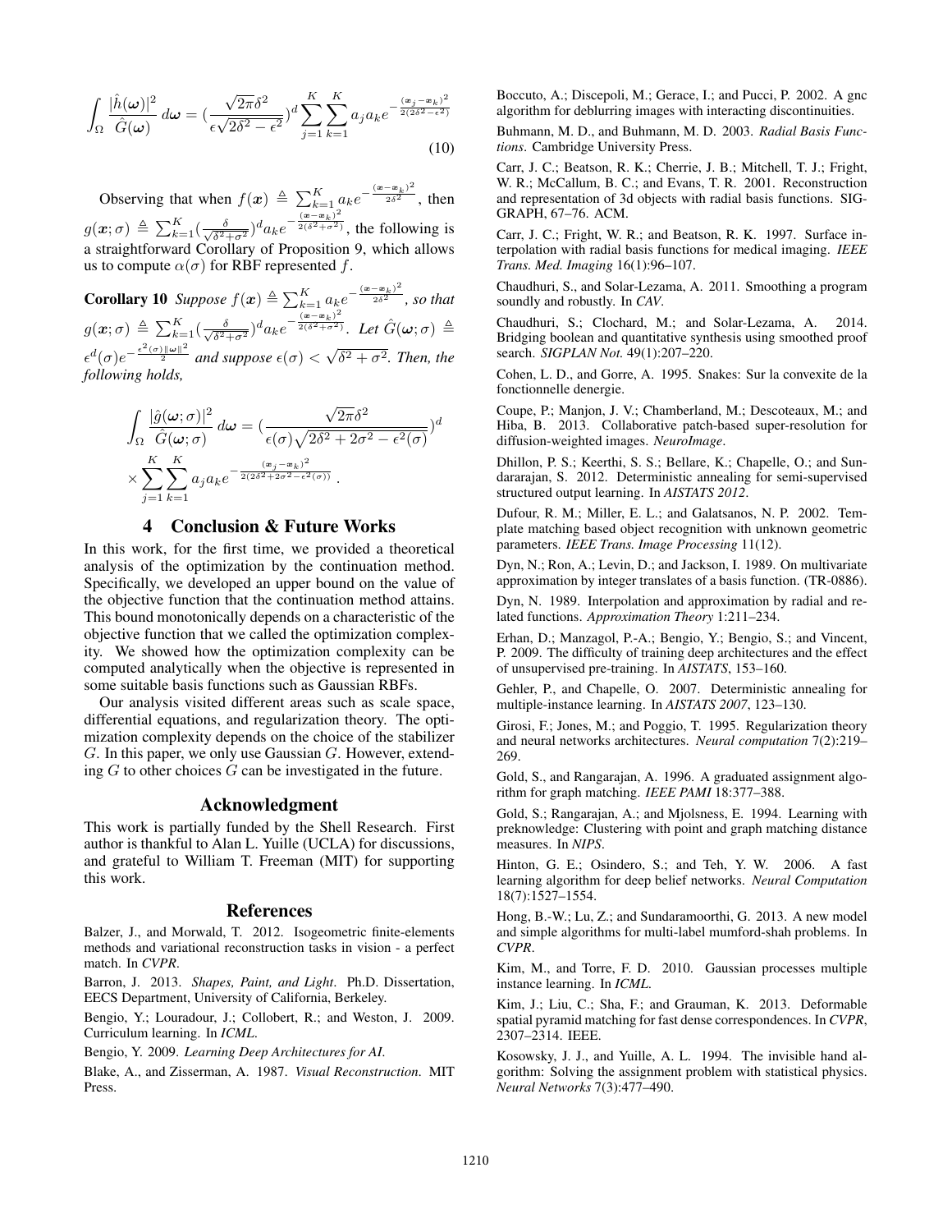$$\int_{\Omega} \frac{|\hat{h}(\boldsymbol{\omega})|^2}{\hat{G}(\boldsymbol{\omega})}\, d\boldsymbol{\omega} = \left(\frac{\sqrt{2\pi}\delta^2}{\epsilon\sqrt{2\delta^2 - \epsilon^2}}\right)^d \sum_{j=1}^{K}\sum_{k=1}^{K} a_j a_k e^{-\frac{(\boldsymbol{x}_j - \boldsymbol{x}_k)^2}{2(2\delta^2 - \epsilon^2)}} \tag{10}$$

Observing that when $f(\boldsymbol{x}) \triangleq \sum_{k=1}^{K} a_k e^{-\frac{(\boldsymbol{x}-\boldsymbol{x}_k)^2}{2\delta^2}}$, then $g(\boldsymbol{x};\sigma) \triangleq \sum_{k=1}^{K} (\frac{\delta}{\sqrt{\delta^2+\sigma^2}})^d a_k e^{-\frac{(\boldsymbol{x}-\boldsymbol{x}_k)^2}{2(\delta^2+\sigma^2)}}$, the following is a straightforward Corollary of Proposition 9, which allows us to compute $\alpha(\sigma)$ for RBF represented $f$.

**Corollary 10** *Suppose* $f(\boldsymbol{x}) \triangleq \sum_{k=1}^{K} a_k e^{-\frac{(\boldsymbol{x}-\boldsymbol{x}_k)^2}{2\delta^2}}$*, so that* $g(\boldsymbol{x};\sigma) \triangleq \sum_{k=1}^{K} (\frac{\delta}{\sqrt{\delta^2+\sigma^2}})^d a_k e^{-\frac{(\boldsymbol{x}-\boldsymbol{x}_k)^2}{2(\delta^2+\sigma^2)}}$*. Let* $\hat{G}(\boldsymbol{\omega};\sigma) \triangleq \epsilon^d(\sigma) e^{-\frac{\epsilon^2(\sigma)\|\boldsymbol{\omega}\|^2}{2}}$ *and suppose* $\epsilon(\sigma) < \sqrt{\delta^2+\sigma^2}$*. Then, the following holds,*

$$\int_{\Omega} \frac{|\hat{g}(\boldsymbol{\omega};\sigma)|^2}{\hat{G}(\boldsymbol{\omega};\sigma)}\, d\boldsymbol{\omega} = \left(\frac{\sqrt{2\pi}\delta^2}{\epsilon(\sigma)\sqrt{2\delta^2+2\sigma^2-\epsilon^2(\sigma)}}\right)^d \times \sum_{j=1}^{K}\sum_{k=1}^{K} a_j a_k e^{-\frac{(\boldsymbol{x}_j-\boldsymbol{x}_k)^2}{2(2\delta^2+2\sigma^2-\epsilon^2(\sigma))}}\,.$$

# 4 Conclusion & Future Works

In this work, for the first time, we provided a theoretical analysis of the optimization by the continuation method. Specifically, we developed an upper bound on the value of the objective function that the continuation method attains. This bound monotonically depends on a characteristic of the objective function that we called the optimization complexity. We showed how the optimization complexity can be computed analytically when the objective is represented in some suitable basis functions such as Gaussian RBFs.

Our analysis visited different areas such as scale space, differential equations, and regularization theory. The optimization complexity depends on the choice of the stabilizer $G$. In this paper, we only use Gaussian $G$. However, extending $G$ to other choices $G$ can be investigated in the future.

## Acknowledgment

This work is partially funded by the Shell Research. First author is thankful to Alan L. Yuille (UCLA) for discussions, and grateful to William T. Freeman (MIT) for supporting this work.

## References

Balzer, J., and Morwald, T. 2012. Isogeometric finite-elements methods and variational reconstruction tasks in vision - a perfect match. In *CVPR*.

Barron, J. 2013. *Shapes, Paint, and Light*. Ph.D. Dissertation, EECS Department, University of California, Berkeley.

Bengio, Y.; Louradour, J.; Collobert, R.; and Weston, J. 2009. Curriculum learning. In *ICML*.

Bengio, Y. 2009. *Learning Deep Architectures for AI*.

Blake, A., and Zisserman, A. 1987. *Visual Reconstruction*. MIT Press.

Boccuto, A.; Discepoli, M.; Gerace, I.; and Pucci, P. 2002. A gnc algorithm for deblurring images with interacting discontinuities.

Buhmann, M. D., and Buhmann, M. D. 2003. *Radial Basis Functions*. Cambridge University Press.

Carr, J. C.; Beatson, R. K.; Cherrie, J. B.; Mitchell, T. J.; Fright, W. R.; McCallum, B. C.; and Evans, T. R. 2001. Reconstruction and representation of 3d objects with radial basis functions. SIGGRAPH, 67–76. ACM.

Carr, J. C.; Fright, W. R.; and Beatson, R. K. 1997. Surface interpolation with radial basis functions for medical imaging. *IEEE Trans. Med. Imaging* 16(1):96–107.

Chaudhuri, S., and Solar-Lezama, A. 2011. Smoothing a program soundly and robustly. In *CAV*.

Chaudhuri, S.; Clochard, M.; and Solar-Lezama, A. 2014. Bridging boolean and quantitative synthesis using smoothed proof search. *SIGPLAN Not.* 49(1):207–220.

Cohen, L. D., and Gorre, A. 1995. Snakes: Sur la convexite de la fonctionnelle denergie.

Coupe, P.; Manjon, J. V.; Chamberland, M.; Descoteaux, M.; and Hiba, B. 2013. Collaborative patch-based super-resolution for diffusion-weighted images. *NeuroImage*.

Dhillon, P. S.; Keerthi, S. S.; Bellare, K.; Chapelle, O.; and Sundararajan, S. 2012. Deterministic annealing for semi-supervised structured output learning. In *AISTATS 2012*.

Dufour, R. M.; Miller, E. L.; and Galatsanos, N. P. 2002. Template matching based object recognition with unknown geometric parameters. *IEEE Trans. Image Processing* 11(12).

Dyn, N.; Ron, A.; Levin, D.; and Jackson, I. 1989. On multivariate approximation by integer translates of a basis function. (TR-0886).

Dyn, N. 1989. Interpolation and approximation by radial and related functions. *Approximation Theory* 1:211–234.

Erhan, D.; Manzagol, P.-A.; Bengio, Y.; Bengio, S.; and Vincent, P. 2009. The difficulty of training deep architectures and the effect of unsupervised pre-training. In *AISTATS*, 153–160.

Gehler, P., and Chapelle, O. 2007. Deterministic annealing for multiple-instance learning. In *AISTATS 2007*, 123–130.

Girosi, F.; Jones, M.; and Poggio, T. 1995. Regularization theory and neural networks architectures. *Neural computation* 7(2):219–269.

Gold, S., and Rangarajan, A. 1996. A graduated assignment algorithm for graph matching. *IEEE PAMI* 18:377–388.

Gold, S.; Rangarajan, A.; and Mjolsness, E. 1994. Learning with preknowledge: Clustering with point and graph matching distance measures. In *NIPS*.

Hinton, G. E.; Osindero, S.; and Teh, Y. W. 2006. A fast learning algorithm for deep belief networks. *Neural Computation* 18(7):1527–1554.

Hong, B.-W.; Lu, Z.; and Sundaramoorthi, G. 2013. A new model and simple algorithms for multi-label mumford-shah problems. In *CVPR*.

Kim, M., and Torre, F. D. 2010. Gaussian processes multiple instance learning. In *ICML*.

Kim, J.; Liu, C.; Sha, F.; and Grauman, K. 2013. Deformable spatial pyramid matching for fast dense correspondences. In *CVPR*, 2307–2314. IEEE.

Kosowsky, J. J., and Yuille, A. L. 1994. The invisible hand algorithm: Solving the assignment problem with statistical physics. *Neural Networks* 7(3):477–490.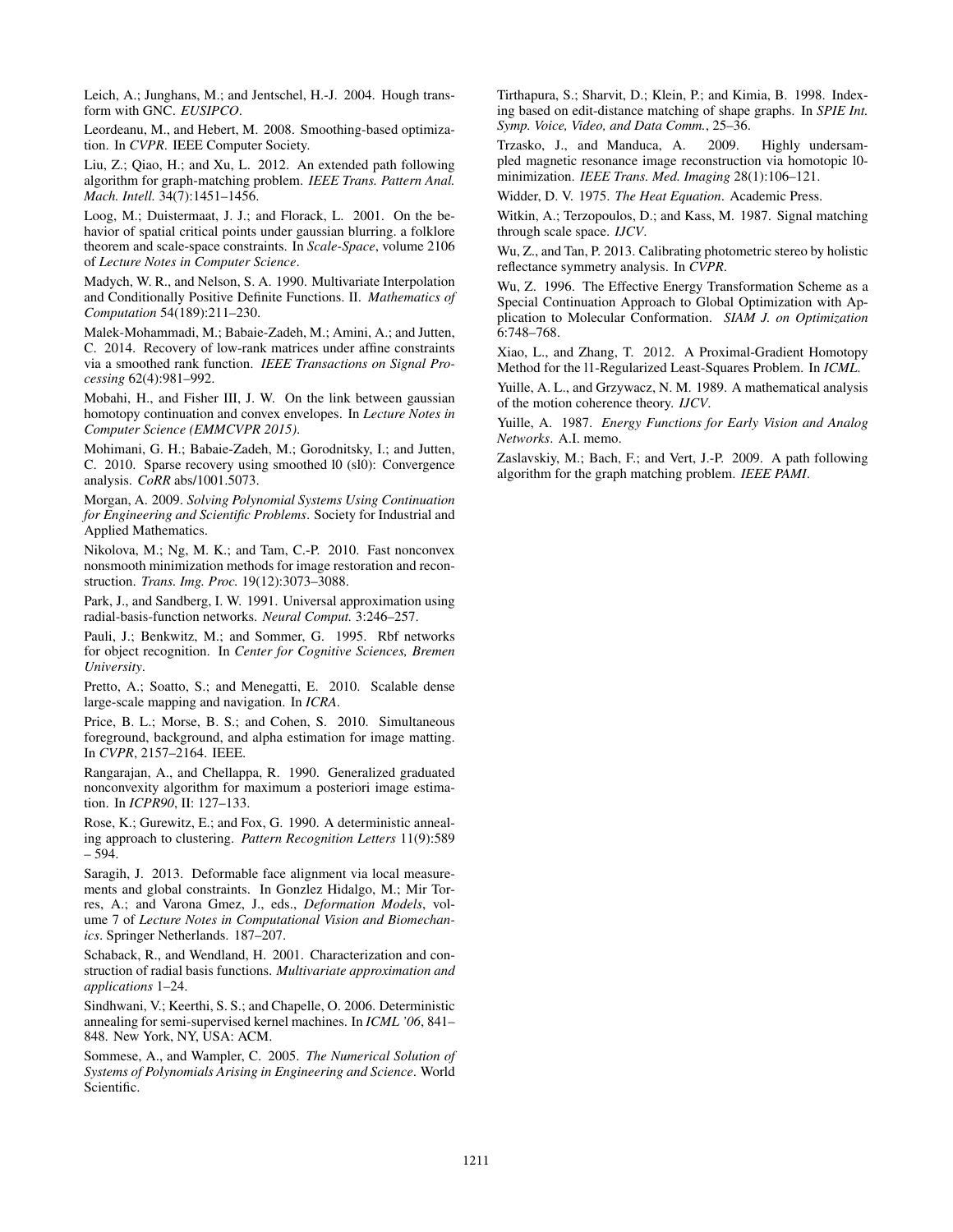Leich, A.; Junghans, M.; and Jentschel, H.-J. 2004. Hough transform with GNC. *EUSIPCO*.

Leordeanu, M., and Hebert, M. 2008. Smoothing-based optimization. In *CVPR*. IEEE Computer Society.

Liu, Z.; Qiao, H.; and Xu, L. 2012. An extended path following algorithm for graph-matching problem. *IEEE Trans. Pattern Anal. Mach. Intell.* 34(7):1451–1456.

Loog, M.; Duistermaat, J. J.; and Florack, L. 2001. On the behavior of spatial critical points under gaussian blurring. a folklore theorem and scale-space constraints. In *Scale-Space*, volume 2106 of *Lecture Notes in Computer Science*.

Madych, W. R., and Nelson, S. A. 1990. Multivariate Interpolation and Conditionally Positive Definite Functions. II. *Mathematics of Computation* 54(189):211–230.

Malek-Mohammadi, M.; Babaie-Zadeh, M.; Amini, A.; and Jutten, C. 2014. Recovery of low-rank matrices under affine constraints via a smoothed rank function. *IEEE Transactions on Signal Processing* 62(4):981–992.

Mobahi, H., and Fisher III, J. W. On the link between gaussian homotopy continuation and convex envelopes. In *Lecture Notes in Computer Science (EMMCVPR 2015)*.

Mohimani, G. H.; Babaie-Zadeh, M.; Gorodnitsky, I.; and Jutten, C. 2010. Sparse recovery using smoothed l0 (sl0): Convergence analysis. *CoRR* abs/1001.5073.

Morgan, A. 2009. *Solving Polynomial Systems Using Continuation for Engineering and Scientific Problems*. Society for Industrial and Applied Mathematics.

Nikolova, M.; Ng, M. K.; and Tam, C.-P. 2010. Fast nonconvex nonsmooth minimization methods for image restoration and reconstruction. *Trans. Img. Proc.* 19(12):3073–3088.

Park, J., and Sandberg, I. W. 1991. Universal approximation using radial-basis-function networks. *Neural Comput.* 3:246–257.

Pauli, J.; Benkwitz, M.; and Sommer, G. 1995. Rbf networks for object recognition. In *Center for Cognitive Sciences, Bremen University*.

Pretto, A.; Soatto, S.; and Menegatti, E. 2010. Scalable dense large-scale mapping and navigation. In *ICRA*.

Price, B. L.; Morse, B. S.; and Cohen, S. 2010. Simultaneous foreground, background, and alpha estimation for image matting. In *CVPR*, 2157–2164. IEEE.

Rangarajan, A., and Chellappa, R. 1990. Generalized graduated nonconvexity algorithm for maximum a posteriori image estimation. In *ICPR90*, II: 127–133.

Rose, K.; Gurewitz, E.; and Fox, G. 1990. A deterministic annealing approach to clustering. *Pattern Recognition Letters* 11(9):589 – 594.

Saragih, J. 2013. Deformable face alignment via local measurements and global constraints. In Gonzlez Hidalgo, M.; Mir Torres, A.; and Varona Gmez, J., eds., *Deformation Models*, volume 7 of *Lecture Notes in Computational Vision and Biomechanics*. Springer Netherlands. 187–207.

Schaback, R., and Wendland, H. 2001. Characterization and construction of radial basis functions. *Multivariate approximation and applications* 1–24.

Sindhwani, V.; Keerthi, S. S.; and Chapelle, O. 2006. Deterministic annealing for semi-supervised kernel machines. In *ICML '06*, 841–848. New York, NY, USA: ACM.

Sommese, A., and Wampler, C. 2005. *The Numerical Solution of Systems of Polynomials Arising in Engineering and Science*. World Scientific.

Tirthapura, S.; Sharvit, D.; Klein, P.; and Kimia, B. 1998. Indexing based on edit-distance matching of shape graphs. In *SPIE Int. Symp. Voice, Video, and Data Comm.*, 25–36.

Trzasko, J., and Manduca, A. 2009. Highly undersampled magnetic resonance image reconstruction via homotopic l0-minimization. *IEEE Trans. Med. Imaging* 28(1):106–121.

Widder, D. V. 1975. *The Heat Equation*. Academic Press.

Witkin, A.; Terzopoulos, D.; and Kass, M. 1987. Signal matching through scale space. *IJCV*.

Wu, Z., and Tan, P. 2013. Calibrating photometric stereo by holistic reflectance symmetry analysis. In *CVPR*.

Wu, Z. 1996. The Effective Energy Transformation Scheme as a Special Continuation Approach to Global Optimization with Application to Molecular Conformation. *SIAM J. on Optimization* 6:748–768.

Xiao, L., and Zhang, T. 2012. A Proximal-Gradient Homotopy Method for the l1-Regularized Least-Squares Problem. In *ICML*.

Yuille, A. L., and Grzywacz, N. M. 1989. A mathematical analysis of the motion coherence theory. *IJCV*.

Yuille, A. 1987. *Energy Functions for Early Vision and Analog Networks*. A.I. memo.

Zaslavskiy, M.; Bach, F.; and Vert, J.-P. 2009. A path following algorithm for the graph matching problem. *IEEE PAMI*.